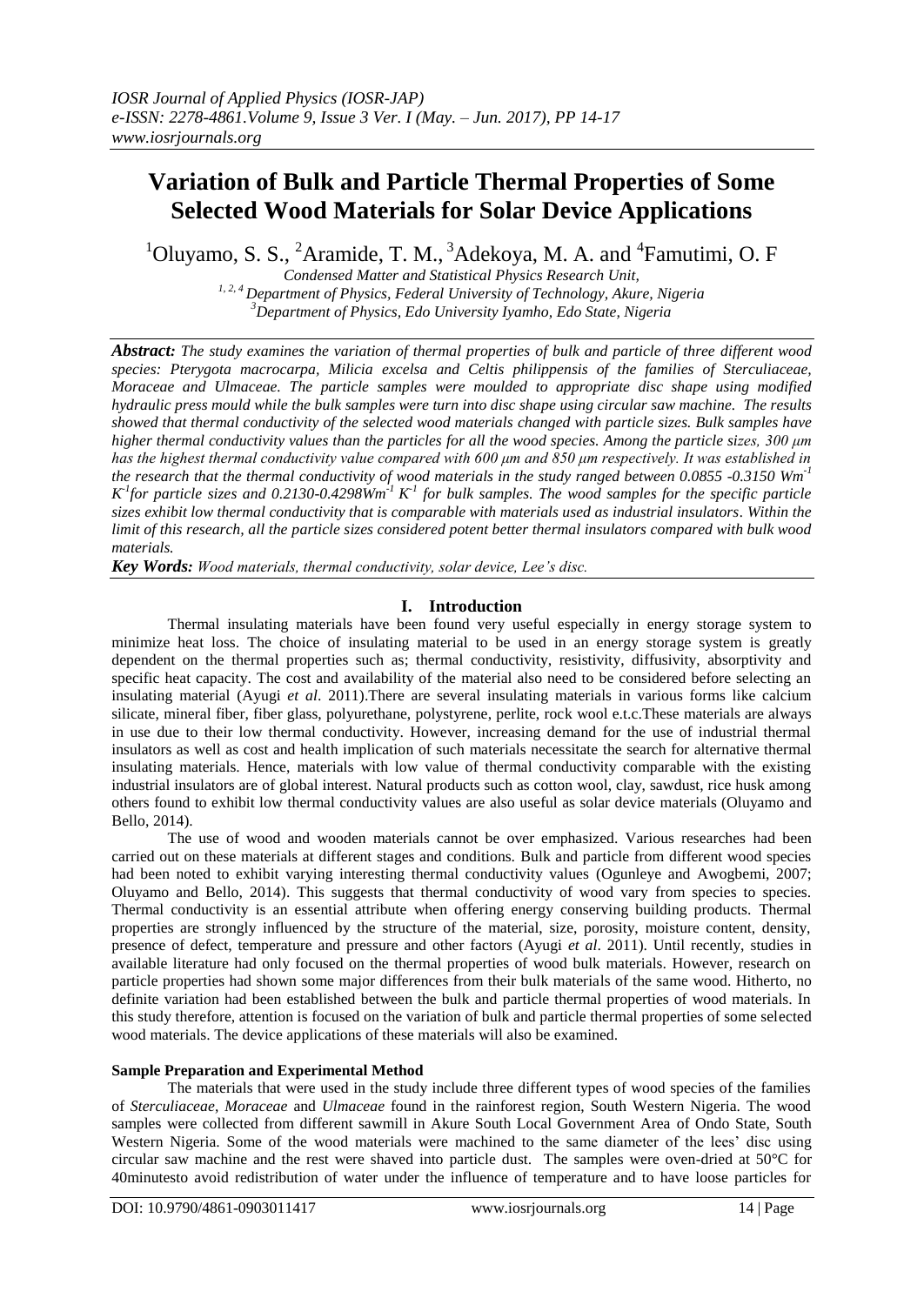# Variation of Bulk and Particle Thermal Properties of Some Selected Wood Materials for Solar Device Applications

[1]Oluyamo, S. S., [2]Aramide, T. M., [3]Adekoya, M. A. and [4]Famutimi, O. F

*Condensed Matter and Statistical Physics Research Unit,*
*[1, 2, 4] Department of Physics, Federal University of Technology, Akure, Nigeria*
*[3]Department of Physics, Edo University Iyamho, Edo State, Nigeria*

***Abstract:*** *The study examines the variation of thermal properties of bulk and particle of three different wood species: Pterygota macrocarpa, Milicia excelsa and Celtis philippensis of the families of Sterculiaceae, Moraceae and Ulmaceae. The particle samples were moulded to appropriate disc shape using modified hydraulic press mould while the bulk samples were turn into disc shape using circular saw machine. The results showed that thermal conductivity of the selected wood materials changed with particle sizes. Bulk samples have higher thermal conductivity values than the particles for all the wood species. Among the particle sizes, 300 μm has the highest thermal conductivity value compared with 600 μm and 850 μm respectively. It was established in the research that the thermal conductivity of wood materials in the study ranged between 0.0855 -0.3150 $Wm^{-1} K^{-1}$for particle sizes and 0.2130-0.4298$Wm^{-1} K^{-1}$ for bulk samples. The wood samples for the specific particle sizes exhibit low thermal conductivity that is comparable with materials used as industrial insulators. Within the limit of this research, all the particle sizes considered potent better thermal insulators compared with bulk wood materials.*

***Key Words:*** *Wood materials, thermal conductivity, solar device, Lee's disc.*

## I. Introduction

Thermal insulating materials have been found very useful especially in energy storage system to minimize heat loss. The choice of insulating material to be used in an energy storage system is greatly dependent on the thermal properties such as; thermal conductivity, resistivity, diffusivity, absorptivity and specific heat capacity. The cost and availability of the material also need to be considered before selecting an insulating material (Ayugi *et al*. 2011).There are several insulating materials in various forms like calcium silicate, mineral fiber, fiber glass, polyurethane, polystyrene, perlite, rock wool e.t.c.These materials are always in use due to their low thermal conductivity. However, increasing demand for the use of industrial thermal insulators as well as cost and health implication of such materials necessitate the search for alternative thermal insulating materials. Hence, materials with low value of thermal conductivity comparable with the existing industrial insulators are of global interest. Natural products such as cotton wool, clay, sawdust, rice husk among others found to exhibit low thermal conductivity values are also useful as solar device materials (Oluyamo and Bello, 2014).

The use of wood and wooden materials cannot be over emphasized. Various researches had been carried out on these materials at different stages and conditions. Bulk and particle from different wood species had been noted to exhibit varying interesting thermal conductivity values (Ogunleye and Awogbemi, 2007; Oluyamo and Bello, 2014). This suggests that thermal conductivity of wood vary from species to species. Thermal conductivity is an essential attribute when offering energy conserving building products. Thermal properties are strongly influenced by the structure of the material, size, porosity, moisture content, density, presence of defect, temperature and pressure and other factors (Ayugi *et al*. 2011). Until recently, studies in available literature had only focused on the thermal properties of wood bulk materials. However, research on particle properties had shown some major differences from their bulk materials of the same wood. Hitherto, no definite variation had been established between the bulk and particle thermal properties of wood materials. In this study therefore, attention is focused on the variation of bulk and particle thermal properties of some selected wood materials. The device applications of these materials will also be examined.

### Sample Preparation and Experimental Method

The materials that were used in the study include three different types of wood species of the families of *Sterculiaceae*, *Moraceae* and *Ulmaceae* found in the rainforest region, South Western Nigeria. The wood samples were collected from different sawmill in Akure South Local Government Area of Ondo State, South Western Nigeria. Some of the wood materials were machined to the same diameter of the lees' disc using circular saw machine and the rest were shaved into particle dust. The samples were oven-dried at 50°C for 40minutesto avoid redistribution of water under the influence of temperature and to have loose particles for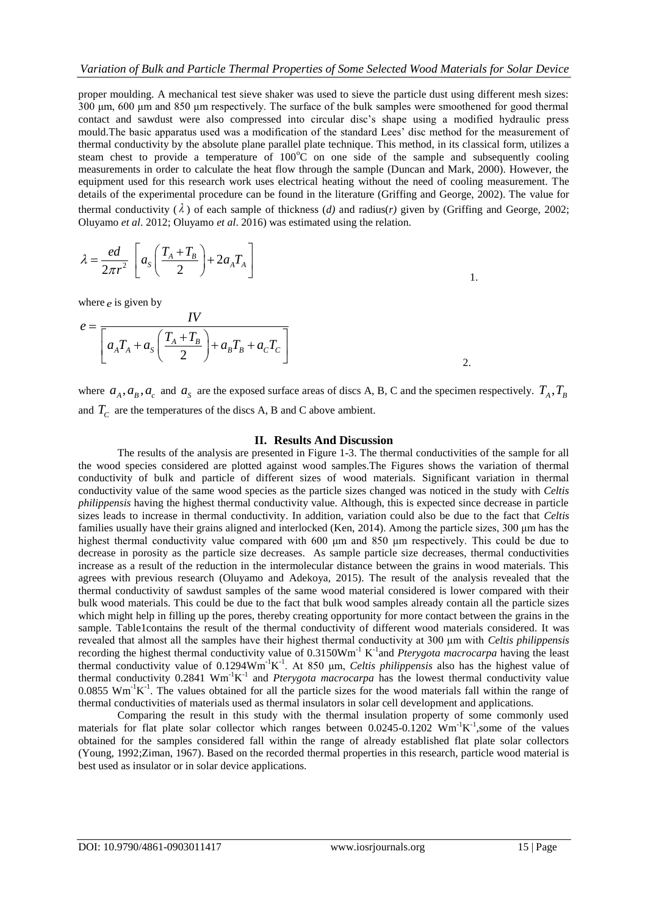proper moulding. A mechanical test sieve shaker was used to sieve the particle dust using different mesh sizes: 300 μm, 600 μm and 850 μm respectively. The surface of the bulk samples were smoothened for good thermal contact and sawdust were also compressed into circular disc's shape using a modified hydraulic press mould.The basic apparatus used was a modification of the standard Lees' disc method for the measurement of thermal conductivity by the absolute plane parallel plate technique. This method, in its classical form, utilizes a steam chest to provide a temperature of 100°C on one side of the sample and subsequently cooling measurements in order to calculate the heat flow through the sample (Duncan and Mark, 2000). However, the equipment used for this research work uses electrical heating without the need of cooling measurement. The details of the experimental procedure can be found in the literature (Griffing and George, 2002). The value for thermal conductivity ($\lambda$) of each sample of thickness (*d)* and radius(*r)* given by (Griffing and George, 2002; Oluyamo *et al*. 2012; Oluyamo *et al*. 2016) was estimated using the relation.

$$\lambda = \frac{ed}{2\pi r^2}\left[a_S\left(\frac{T_A + T_B}{2}\right) + 2a_A T_A\right] \qquad 1.$$

where $e$ is given by

$$e = \frac{IV}{\left[a_A T_A + a_S\left(\frac{T_A + T_B}{2}\right) + a_B T_B + a_C T_C\right]} \qquad 2.$$

where $a_A, a_B, a_c$ and $a_S$ are the exposed surface areas of discs A, B, C and the specimen respectively. $T_A, T_B$ and $T_C$ are the temperatures of the discs A, B and C above ambient.

## II. Results And Discussion

The results of the analysis are presented in Figure 1-3. The thermal conductivities of the sample for all the wood species considered are plotted against wood samples.The Figures shows the variation of thermal conductivity of bulk and particle of different sizes of wood materials. Significant variation in thermal conductivity value of the same wood species as the particle sizes changed was noticed in the study with *Celtis philippensis* having the highest thermal conductivity value. Although, this is expected since decrease in particle sizes leads to increase in thermal conductivity. In addition, variation could also be due to the fact that *Celtis* families usually have their grains aligned and interlocked (Ken, 2014). Among the particle sizes, 300 μm has the highest thermal conductivity value compared with 600 μm and 850 μm respectively. This could be due to decrease in porosity as the particle size decreases. As sample particle size decreases, thermal conductivities increase as a result of the reduction in the intermolecular distance between the grains in wood materials. This agrees with previous research (Oluyamo and Adekoya, 2015). The result of the analysis revealed that the thermal conductivity of sawdust samples of the same wood material considered is lower compared with their bulk wood materials. This could be due to the fact that bulk wood samples already contain all the particle sizes which might help in filling up the pores, thereby creating opportunity for more contact between the grains in the sample. Table1contains the result of the thermal conductivity of different wood materials considered. It was revealed that almost all the samples have their highest thermal conductivity at 300 μm with *Celtis philippensis* recording the highest thermal conductivity value of 0.3150Wm$^{-1}$ K$^{-1}$and *Pterygota macrocarpa* having the least thermal conductivity value of 0.1294Wm$^{-1}$K$^{-1}$. At 850 μm, *Celtis philippensis* also has the highest value of thermal conductivity 0.2841 Wm$^{-1}$K$^{-1}$ and *Pterygota macrocarpa* has the lowest thermal conductivity value 0.0855 Wm$^{-1}$K$^{-1}$. The values obtained for all the particle sizes for the wood materials fall within the range of thermal conductivities of materials used as thermal insulators in solar cell development and applications.

Comparing the result in this study with the thermal insulation property of some commonly used materials for flat plate solar collector which ranges between 0.0245-0.1202 Wm$^{-1}$K$^{-1}$,some of the values obtained for the samples considered fall within the range of already established flat plate solar collectors (Young, 1992;Ziman, 1967). Based on the recorded thermal properties in this research, particle wood material is best used as insulator or in solar device applications.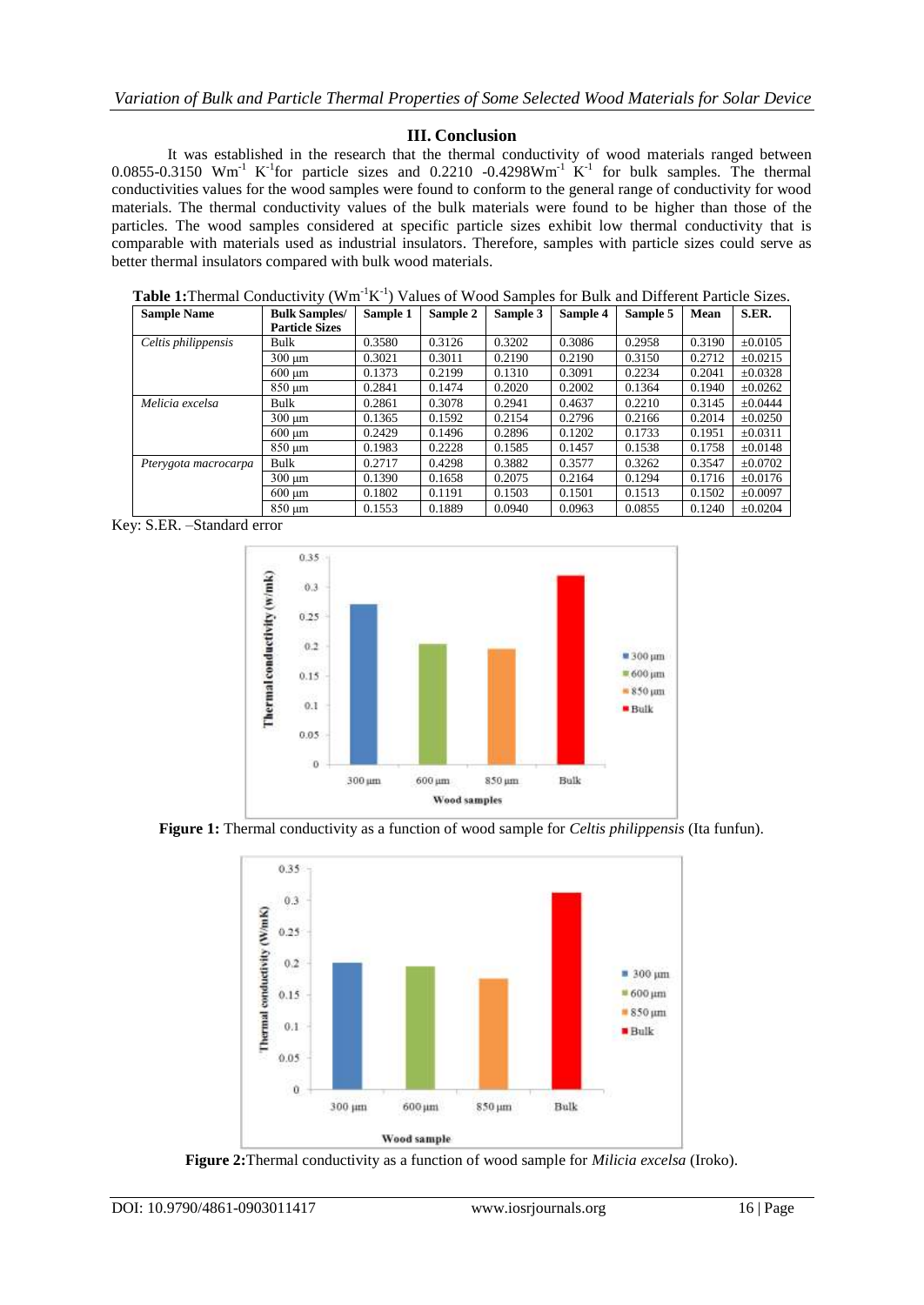## III. Conclusion

It was established in the research that the thermal conductivity of wood materials ranged between 0.0855-0.3150 $Wm^{-1} K^{-1}$for particle sizes and 0.2210 -0.4298$Wm^{-1} K^{-1}$ for bulk samples. The thermal conductivities values for the wood samples were found to conform to the general range of conductivity for wood materials. The thermal conductivity values of the bulk materials were found to be higher than those of the particles. The wood samples considered at specific particle sizes exhibit low thermal conductivity that is comparable with materials used as industrial insulators. Therefore, samples with particle sizes could serve as better thermal insulators compared with bulk wood materials.

**Table 1:**Thermal Conductivity ($Wm^{-1}K^{-1}$) Values of Wood Samples for Bulk and Different Particle Sizes.

| Sample Name | Bulk Samples/ Particle Sizes | Sample 1 | Sample 2 | Sample 3 | Sample 4 | Sample 5 | Mean | S.ER. |
|---|---|---|---|---|---|---|---|---|
| *Celtis philippensis* | Bulk | 0.3580 | 0.3126 | 0.3202 | 0.3086 | 0.2958 | 0.3190 | ±0.0105 |
| | 300 µm | 0.3021 | 0.3011 | 0.2190 | 0.2190 | 0.3150 | 0.2712 | ±0.0215 |
| | 600 µm | 0.1373 | 0.2199 | 0.1310 | 0.3091 | 0.2234 | 0.2041 | ±0.0328 |
| | 850 µm | 0.2841 | 0.1474 | 0.2020 | 0.2002 | 0.1364 | 0.1940 | ±0.0262 |
| *Melicia excelsa* | Bulk | 0.2861 | 0.3078 | 0.2941 | 0.4637 | 0.2210 | 0.3145 | ±0.0444 |
| | 300 µm | 0.1365 | 0.1592 | 0.2154 | 0.2796 | 0.2166 | 0.2014 | ±0.0250 |
| | 600 µm | 0.2429 | 0.1496 | 0.2896 | 0.1202 | 0.1733 | 0.1951 | ±0.0311 |
| | 850 µm | 0.1983 | 0.2228 | 0.1585 | 0.1457 | 0.1538 | 0.1758 | ±0.0148 |
| *Pterygota macrocarpa* | Bulk | 0.2717 | 0.4298 | 0.3882 | 0.3577 | 0.3262 | 0.3547 | ±0.0702 |
| | 300 µm | 0.1390 | 0.1658 | 0.2075 | 0.2164 | 0.1294 | 0.1716 | ±0.0176 |
| | 600 µm | 0.1802 | 0.1191 | 0.1503 | 0.1501 | 0.1513 | 0.1502 | ±0.0097 |
| | 850 µm | 0.1553 | 0.1889 | 0.0940 | 0.0963 | 0.0855 | 0.1240 | ±0.0204 |

Key: S.ER. –Standard error

**Figure 1:** Thermal conductivity as a function of wood sample for *Celtis philippensis* (Ita funfun).

**Figure 2:**Thermal conductivity as a function of wood sample for *Milicia excelsa* (Iroko).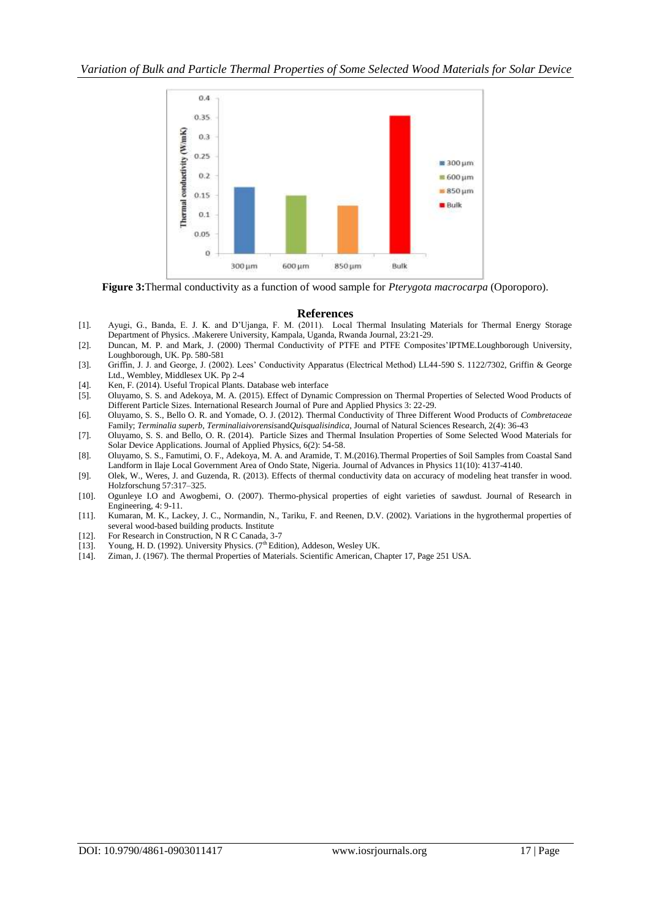0.4
0.35
0.3
0.25
0.2
0.15
0.1
0.05
0

Thermal conductivity (W/mK)

300 µm
600 µm
850 µm
Bulk

300 µm
600 µm
850 µm
Bulk

**Figure 3:**Thermal conductivity as a function of wood sample for *Pterygota macrocarpa* (Oporoporo).

## References

[1]. Ayugi, G., Banda, E. J. K. and D'Ujanga, F. M. (2011). Local Thermal Insulating Materials for Thermal Energy Storage Department of Physics. .Makerere University, Kampala, Uganda, Rwanda Journal, 23:21-29.

[2]. Duncan, M. P. and Mark, J. (2000) Thermal Conductivity of PTFE and PTFE Composites'IPTME.Loughborough University, Loughborough, UK. Pp. 580-581

[3]. Griffin, J. J. and George, J. (2002). Lees' Conductivity Apparatus (Electrical Method) LL44-590 S. 1122/7302, Griffin & George Ltd., Wembley, Middlesex UK. Pp 2-4

[4]. Ken, F. (2014). Useful Tropical Plants. Database web interface

[5]. Oluyamo, S. S. and Adekoya, M. A. (2015). Effect of Dynamic Compression on Thermal Properties of Selected Wood Products of Different Particle Sizes. International Research Journal of Pure and Applied Physics 3: 22-29.

[6]. Oluyamo, S. S., Bello O. R. and Yomade, O. J. (2012). Thermal Conductivity of Three Different Wood Products of *Combretaceae* Family; *Terminalia superb*, *Terminaliaivorensis*and*Quisqualisindica*, Journal of Natural Sciences Research, 2(4): 36-43

[7]. Oluyamo, S. S. and Bello, O. R. (2014). Particle Sizes and Thermal Insulation Properties of Some Selected Wood Materials for Solar Device Applications. Journal of Applied Physics, 6(2): 54-58.

[8]. Oluyamo, S. S., Famutimi, O. F., Adekoya, M. A. and Aramide, T. M.(2016).Thermal Properties of Soil Samples from Coastal Sand Landform in Ilaje Local Government Area of Ondo State, Nigeria. Journal of Advances in Physics 11(10): 4137-4140.

[9]. Olek, W., Weres, J. and Guzenda, R. (2013). Effects of thermal conductivity data on accuracy of modeling heat transfer in wood. Holzforschung 57:317–325.

[10]. Ogunleye I.O and Awogbemi, O. (2007). Thermo-physical properties of eight varieties of sawdust. Journal of Research in Engineering, 4: 9-11.

[11]. Kumaran, M. K., Lackey, J. C., Normandin, N., Tariku, F. and Reenen, D.V. (2002). Variations in the hygrothermal properties of several wood-based building products. Institute

[12]. For Research in Construction, N R C Canada, 3-7

[13]. Young, H. D. (1992). University Physics. (7th Edition), Addeson, Wesley UK.

[14]. Ziman, J. (1967). The thermal Properties of Materials. Scientific American, Chapter 17, Page 251 USA.